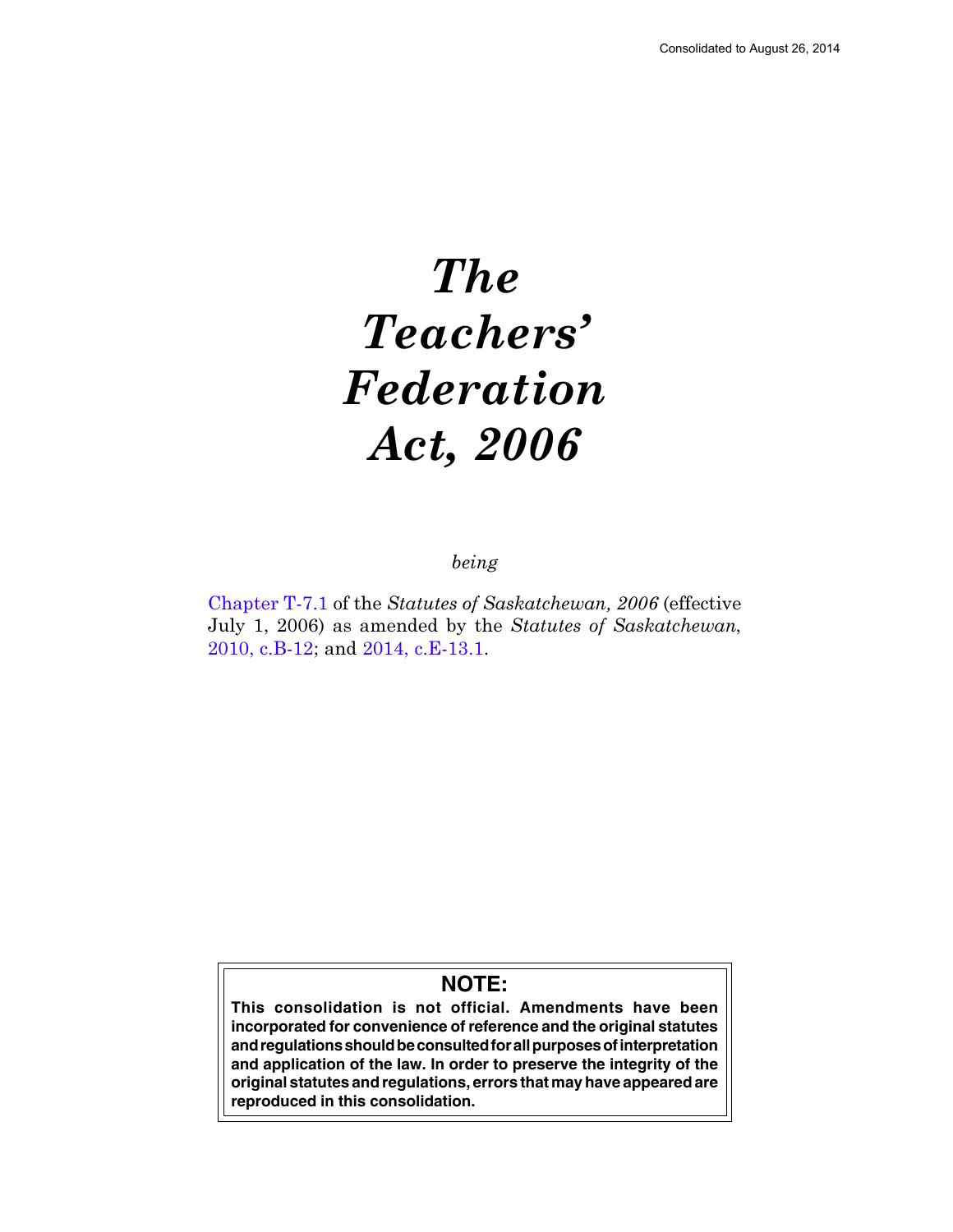Consolidated to August 26, 2014

# *The Teachers' Federation Act, 2006*

*being*

Chapter T-7.1 of the *Statutes of Saskatchewan, 2006* (effective July 1, 2006) as amended by the *Statutes of Saskatchewan*, 2010, c.B-12; and 2014, c.E-13.1.

**NOTE:**
**This consolidation is not official. Amendments have been incorporated for convenience of reference and the original statutes and regulations should be consulted for all purposes of interpretation and application of the law. In order to preserve the integrity of the original statutes and regulations, errors that may have appeared are reproduced in this consolidation.**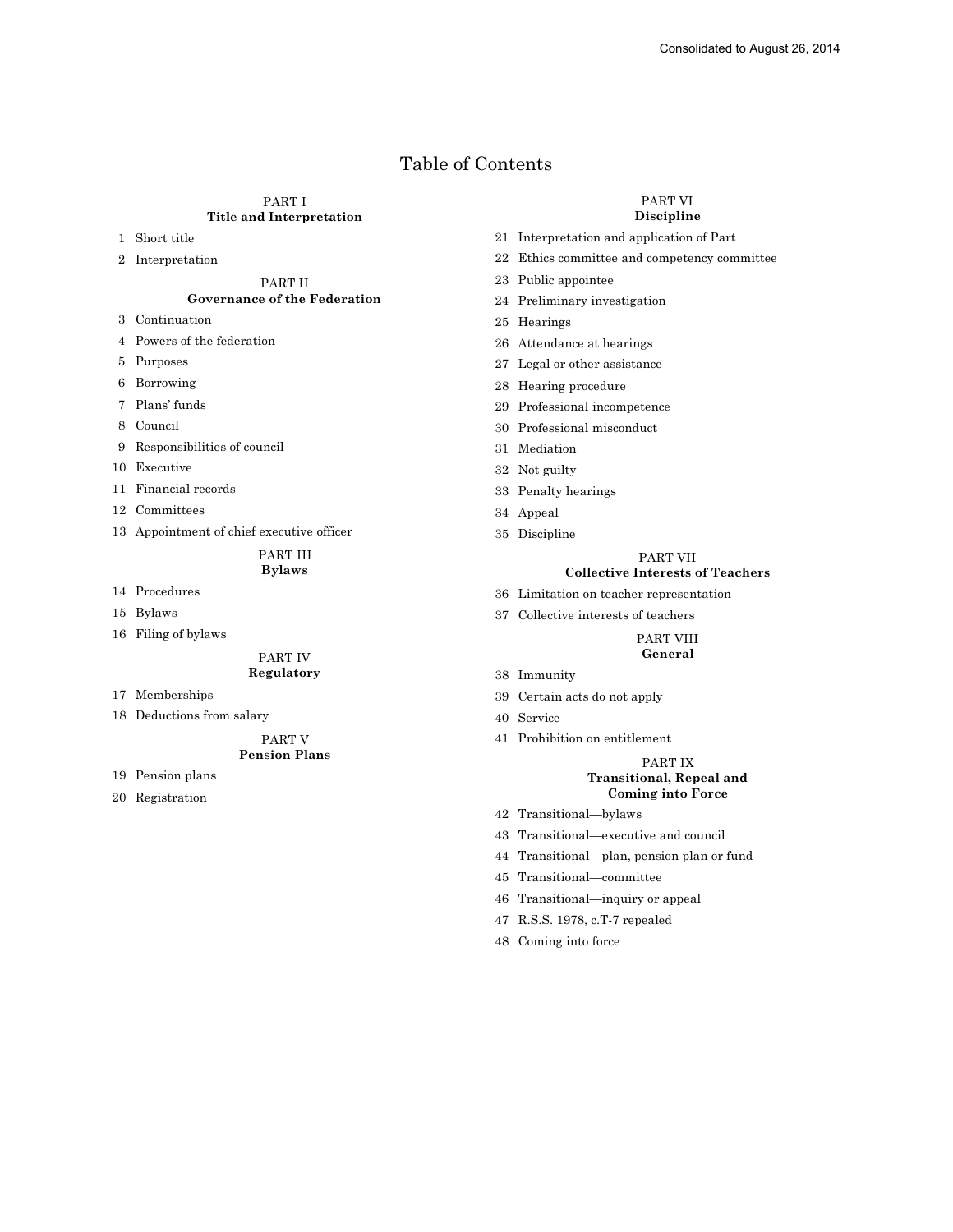Consolidated to August 26, 2014

# Table of Contents

## PART I
**Title and Interpretation**

1 Short title

2 Interpretation

## PART II
**Governance of the Federation**

3 Continuation

4 Powers of the federation

5 Purposes

6 Borrowing

7 Plans' funds

8 Council

9 Responsibilities of council

10 Executive

11 Financial records

12 Committees

13 Appointment of chief executive officer

## PART III
**Bylaws**

14 Procedures

15 Bylaws

16 Filing of bylaws

## PART IV
**Regulatory**

17 Memberships

18 Deductions from salary

## PART V
**Pension Plans**

19 Pension plans

20 Registration

## PART VI
**Discipline**

21 Interpretation and application of Part

22 Ethics committee and competency committee

23 Public appointee

24 Preliminary investigation

25 Hearings

26 Attendance at hearings

27 Legal or other assistance

28 Hearing procedure

29 Professional incompetence

30 Professional misconduct

31 Mediation

32 Not guilty

33 Penalty hearings

34 Appeal

35 Discipline

## PART VII
**Collective Interests of Teachers**

36 Limitation on teacher representation

37 Collective interests of teachers

## PART VIII
**General**

38 Immunity

39 Certain acts do not apply

40 Service

41 Prohibition on entitlement

## PART IX
**Transitional, Repeal and Coming into Force**

42 Transitional—bylaws

43 Transitional—executive and council

44 Transitional—plan, pension plan or fund

45 Transitional—committee

46 Transitional—inquiry or appeal

47 R.S.S. 1978, c.T-7 repealed

48 Coming into force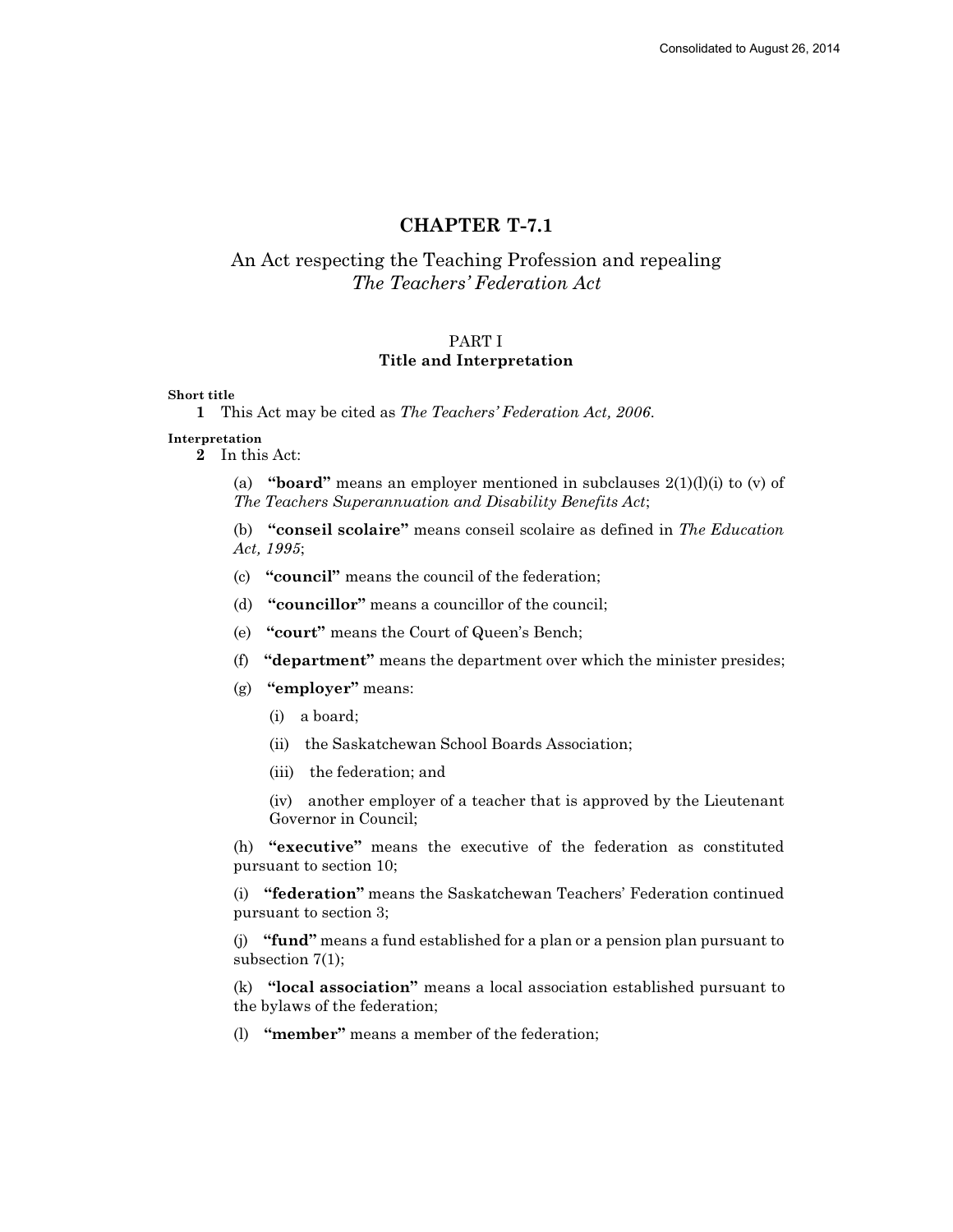# CHAPTER T-7.1

## An Act respecting the Teaching Profession and repealing *The Teachers' Federation Act*

### PART I
### Title and Interpretation

**Short title**

**1** This Act may be cited as *The Teachers' Federation Act, 2006*.

**Interpretation**

**2** In this Act:

(a) **"board"** means an employer mentioned in subclauses 2(1)(l)(i) to (v) of *The Teachers Superannuation and Disability Benefits Act*;

(b) **"conseil scolaire"** means conseil scolaire as defined in *The Education Act, 1995*;

(c) **"council"** means the council of the federation;

(d) **"councillor"** means a councillor of the council;

(e) **"court"** means the Court of Queen's Bench;

(f) **"department"** means the department over which the minister presides;

(g) **"employer"** means:

(i) a board;

(ii) the Saskatchewan School Boards Association;

(iii) the federation; and

(iv) another employer of a teacher that is approved by the Lieutenant Governor in Council;

(h) **"executive"** means the executive of the federation as constituted pursuant to section 10;

(i) **"federation"** means the Saskatchewan Teachers' Federation continued pursuant to section 3;

(j) **"fund"** means a fund established for a plan or a pension plan pursuant to subsection 7(1);

(k) **"local association"** means a local association established pursuant to the bylaws of the federation;

(l) **"member"** means a member of the federation;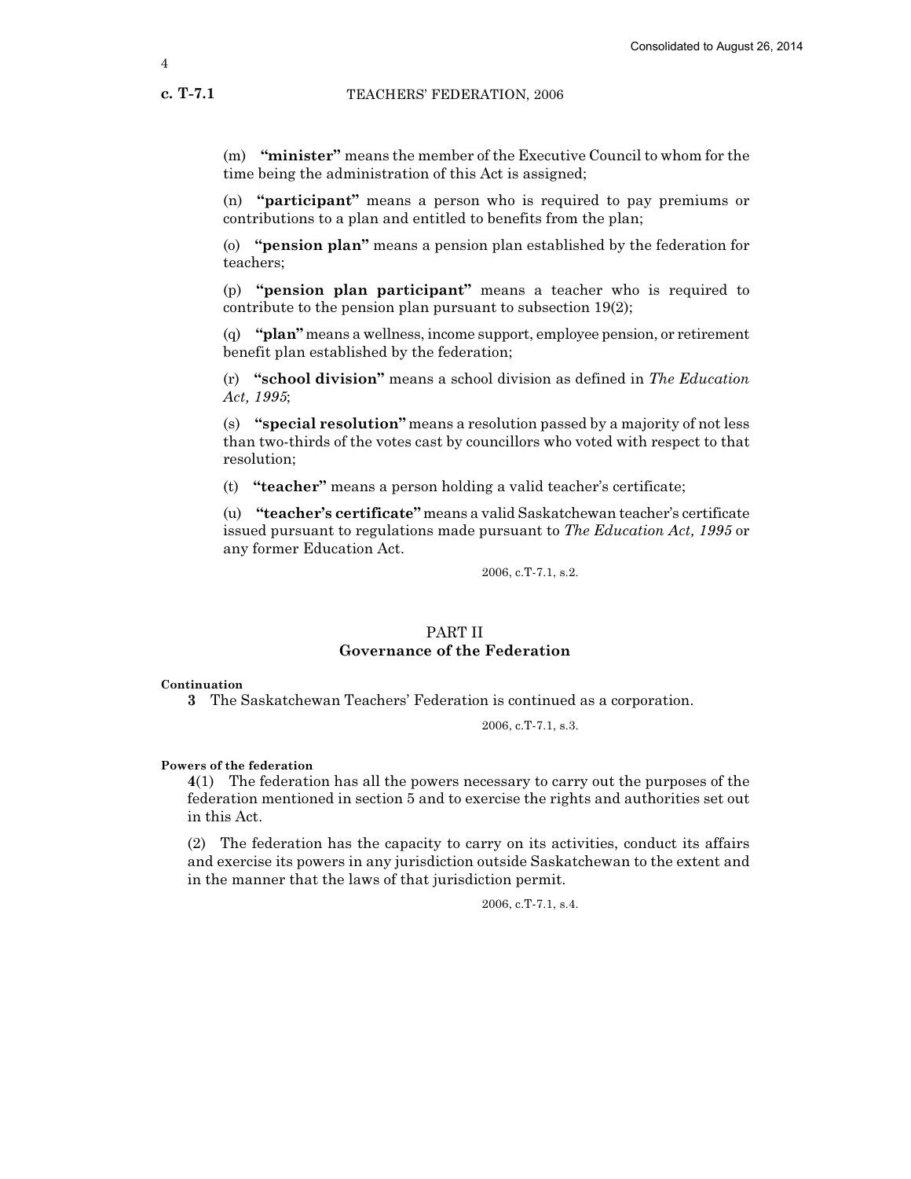(m) **"minister"** means the member of the Executive Council to whom for the time being the administration of this Act is assigned;

(n) **"participant"** means a person who is required to pay premiums or contributions to a plan and entitled to benefits from the plan;

(o) **"pension plan"** means a pension plan established by the federation for teachers;

(p) **"pension plan participant"** means a teacher who is required to contribute to the pension plan pursuant to subsection 19(2);

(q) **"plan"** means a wellness, income support, employee pension, or retirement benefit plan established by the federation;

(r) **"school division"** means a school division as defined in *The Education Act, 1995*;

(s) **"special resolution"** means a resolution passed by a majority of not less than two-thirds of the votes cast by councillors who voted with respect to that resolution;

(t) **"teacher"** means a person holding a valid teacher's certificate;

(u) **"teacher's certificate"** means a valid Saskatchewan teacher's certificate issued pursuant to regulations made pursuant to *The Education Act, 1995* or any former Education Act.

2006, c.T-7.1, s.2.

## PART II
## Governance of the Federation

**Continuation**

**3** The Saskatchewan Teachers' Federation is continued as a corporation.

2006, c.T-7.1, s.3.

**Powers of the federation**

**4**(1) The federation has all the powers necessary to carry out the purposes of the federation mentioned in section 5 and to exercise the rights and authorities set out in this Act.

(2) The federation has the capacity to carry on its activities, conduct its affairs and exercise its powers in any jurisdiction outside Saskatchewan to the extent and in the manner that the laws of that jurisdiction permit.

2006, c.T-7.1, s.4.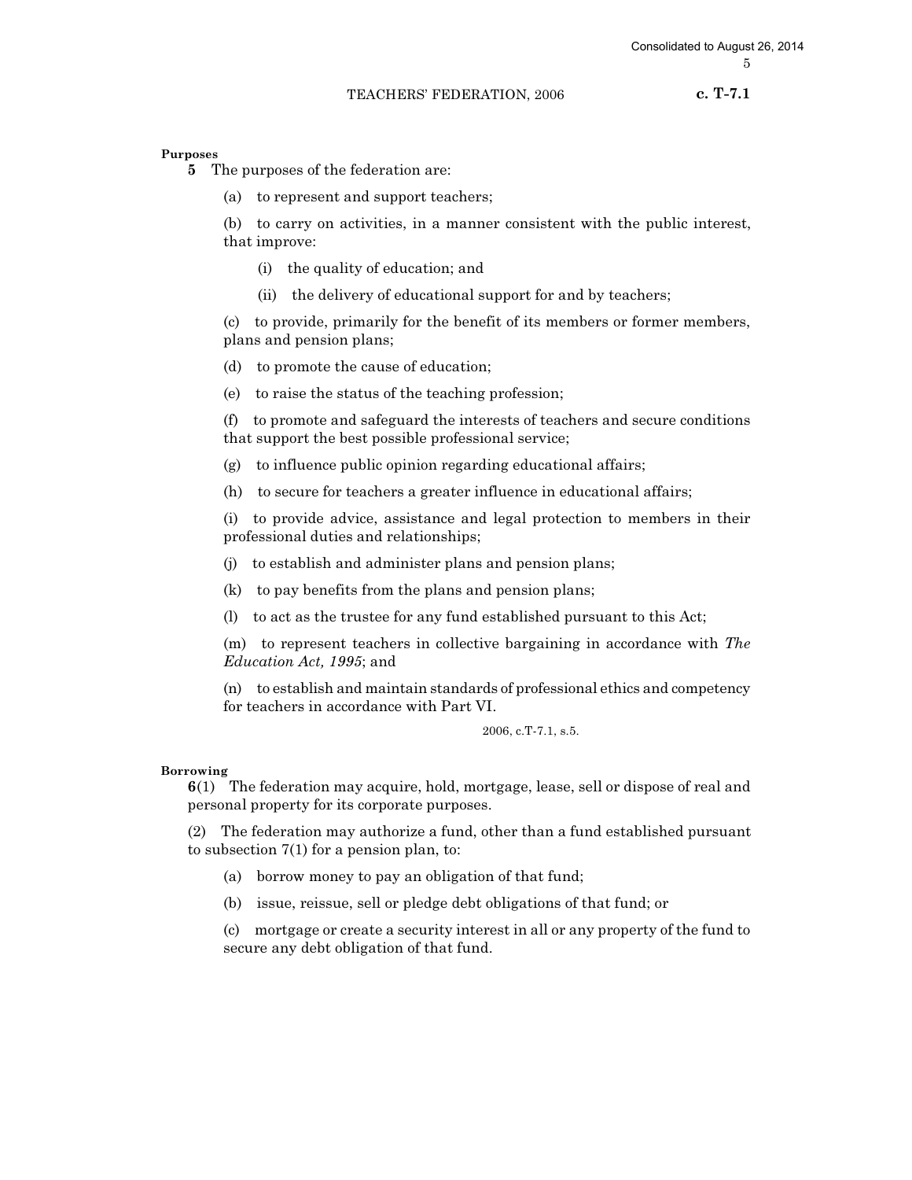**Purposes**

**5** The purposes of the federation are:

(a) to represent and support teachers;

(b) to carry on activities, in a manner consistent with the public interest, that improve:

(i) the quality of education; and

(ii) the delivery of educational support for and by teachers;

(c) to provide, primarily for the benefit of its members or former members, plans and pension plans;

(d) to promote the cause of education;

(e) to raise the status of the teaching profession;

(f) to promote and safeguard the interests of teachers and secure conditions that support the best possible professional service;

(g) to influence public opinion regarding educational affairs;

(h) to secure for teachers a greater influence in educational affairs;

(i) to provide advice, assistance and legal protection to members in their professional duties and relationships;

(j) to establish and administer plans and pension plans;

(k) to pay benefits from the plans and pension plans;

(l) to act as the trustee for any fund established pursuant to this Act;

(m) to represent teachers in collective bargaining in accordance with *The Education Act, 1995*; and

(n) to establish and maintain standards of professional ethics and competency for teachers in accordance with Part VI.

2006, c.T-7.1, s.5.

**Borrowing**

**6**(1) The federation may acquire, hold, mortgage, lease, sell or dispose of real and personal property for its corporate purposes.

(2) The federation may authorize a fund, other than a fund established pursuant to subsection 7(1) for a pension plan, to:

(a) borrow money to pay an obligation of that fund;

(b) issue, reissue, sell or pledge debt obligations of that fund; or

(c) mortgage or create a security interest in all or any property of the fund to secure any debt obligation of that fund.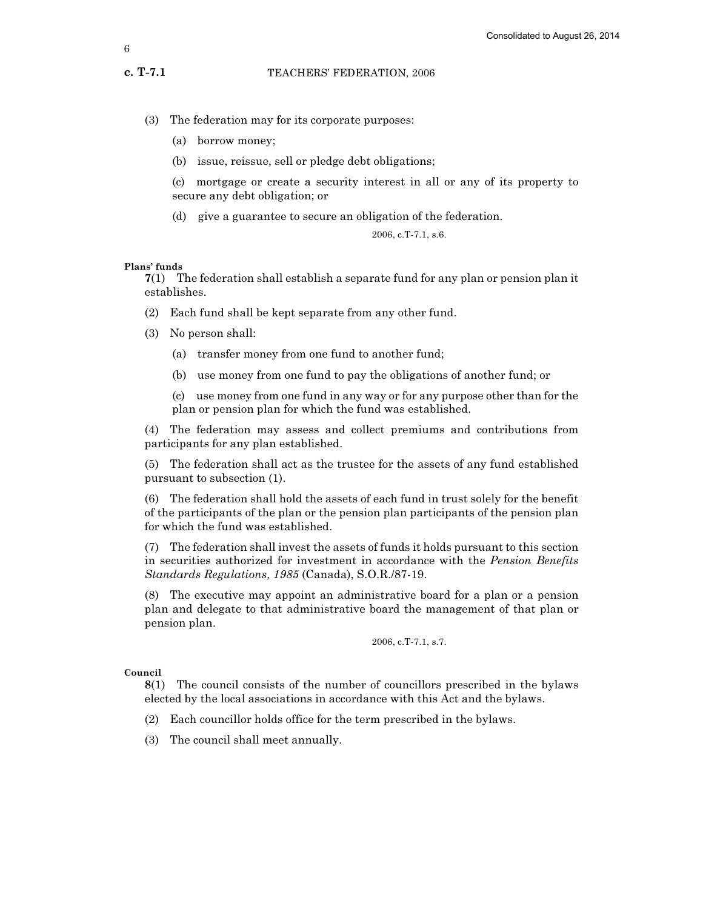(3) The federation may for its corporate purposes:

(a) borrow money;

(b) issue, reissue, sell or pledge debt obligations;

(c) mortgage or create a security interest in all or any of its property to secure any debt obligation; or

(d) give a guarantee to secure an obligation of the federation.

2006, c.T-7.1, s.6.

**Plans' funds**

**7**(1) The federation shall establish a separate fund for any plan or pension plan it establishes.

(2) Each fund shall be kept separate from any other fund.

(3) No person shall:

(a) transfer money from one fund to another fund;

(b) use money from one fund to pay the obligations of another fund; or

(c) use money from one fund in any way or for any purpose other than for the plan or pension plan for which the fund was established.

(4) The federation may assess and collect premiums and contributions from participants for any plan established.

(5) The federation shall act as the trustee for the assets of any fund established pursuant to subsection (1).

(6) The federation shall hold the assets of each fund in trust solely for the benefit of the participants of the plan or the pension plan participants of the pension plan for which the fund was established.

(7) The federation shall invest the assets of funds it holds pursuant to this section in securities authorized for investment in accordance with the *Pension Benefits Standards Regulations, 1985* (Canada), S.O.R./87-19.

(8) The executive may appoint an administrative board for a plan or a pension plan and delegate to that administrative board the management of that plan or pension plan.

2006, c.T-7.1, s.7.

**Council**

**8**(1) The council consists of the number of councillors prescribed in the bylaws elected by the local associations in accordance with this Act and the bylaws.

(2) Each councillor holds office for the term prescribed in the bylaws.

(3) The council shall meet annually.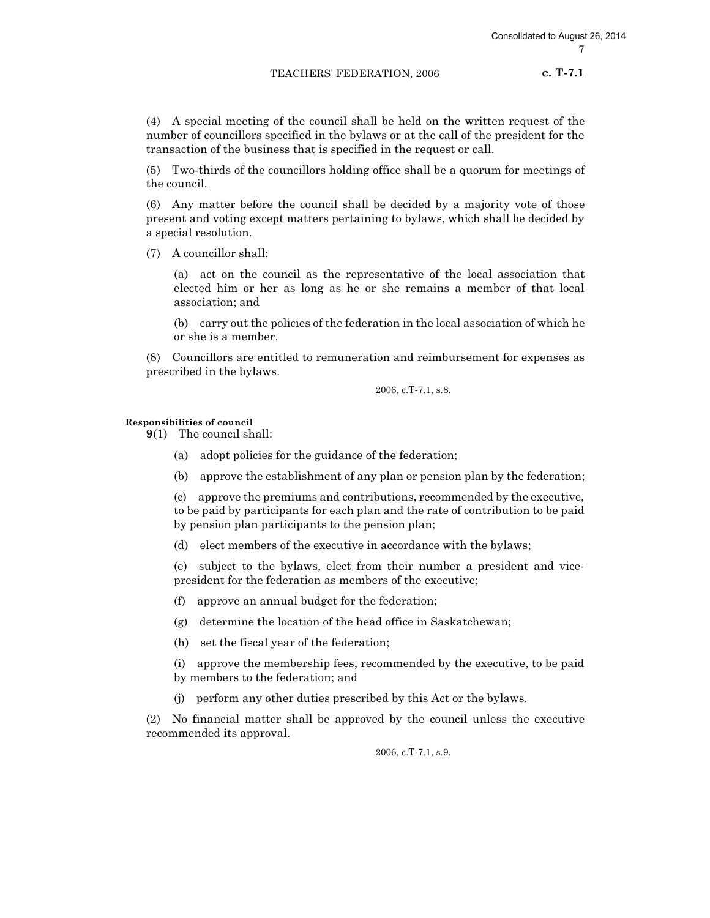(4) A special meeting of the council shall be held on the written request of the number of councillors specified in the bylaws or at the call of the president for the transaction of the business that is specified in the request or call.

(5) Two-thirds of the councillors holding office shall be a quorum for meetings of the council.

(6) Any matter before the council shall be decided by a majority vote of those present and voting except matters pertaining to bylaws, which shall be decided by a special resolution.

(7) A councillor shall:

(a) act on the council as the representative of the local association that elected him or her as long as he or she remains a member of that local association; and

(b) carry out the policies of the federation in the local association of which he or she is a member.

(8) Councillors are entitled to remuneration and reimbursement for expenses as prescribed in the bylaws.

2006, c.T-7.1, s.8.

**Responsibilities of council**

**9**(1) The council shall:

(a) adopt policies for the guidance of the federation;

(b) approve the establishment of any plan or pension plan by the federation;

(c) approve the premiums and contributions, recommended by the executive, to be paid by participants for each plan and the rate of contribution to be paid by pension plan participants to the pension plan;

(d) elect members of the executive in accordance with the bylaws;

(e) subject to the bylaws, elect from their number a president and vice-president for the federation as members of the executive;

(f) approve an annual budget for the federation;

(g) determine the location of the head office in Saskatchewan;

(h) set the fiscal year of the federation;

(i) approve the membership fees, recommended by the executive, to be paid by members to the federation; and

(j) perform any other duties prescribed by this Act or the bylaws.

(2) No financial matter shall be approved by the council unless the executive recommended its approval.

2006, c.T-7.1, s.9.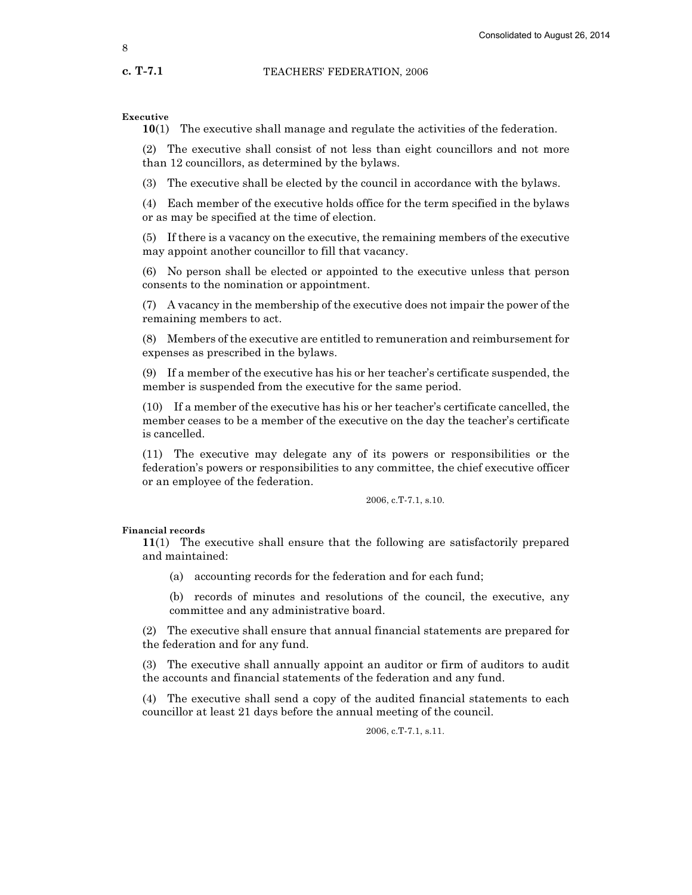**Executive**

**10**(1) The executive shall manage and regulate the activities of the federation.

(2) The executive shall consist of not less than eight councillors and not more than 12 councillors, as determined by the bylaws.

(3) The executive shall be elected by the council in accordance with the bylaws.

(4) Each member of the executive holds office for the term specified in the bylaws or as may be specified at the time of election.

(5) If there is a vacancy on the executive, the remaining members of the executive may appoint another councillor to fill that vacancy.

(6) No person shall be elected or appointed to the executive unless that person consents to the nomination or appointment.

(7) A vacancy in the membership of the executive does not impair the power of the remaining members to act.

(8) Members of the executive are entitled to remuneration and reimbursement for expenses as prescribed in the bylaws.

(9) If a member of the executive has his or her teacher's certificate suspended, the member is suspended from the executive for the same period.

(10) If a member of the executive has his or her teacher's certificate cancelled, the member ceases to be a member of the executive on the day the teacher's certificate is cancelled.

(11) The executive may delegate any of its powers or responsibilities or the federation's powers or responsibilities to any committee, the chief executive officer or an employee of the federation.

2006, c.T-7.1, s.10.

**Financial records**

**11**(1) The executive shall ensure that the following are satisfactorily prepared and maintained:

(a) accounting records for the federation and for each fund;

(b) records of minutes and resolutions of the council, the executive, any committee and any administrative board.

(2) The executive shall ensure that annual financial statements are prepared for the federation and for any fund.

(3) The executive shall annually appoint an auditor or firm of auditors to audit the accounts and financial statements of the federation and any fund.

(4) The executive shall send a copy of the audited financial statements to each councillor at least 21 days before the annual meeting of the council.

2006, c.T-7.1, s.11.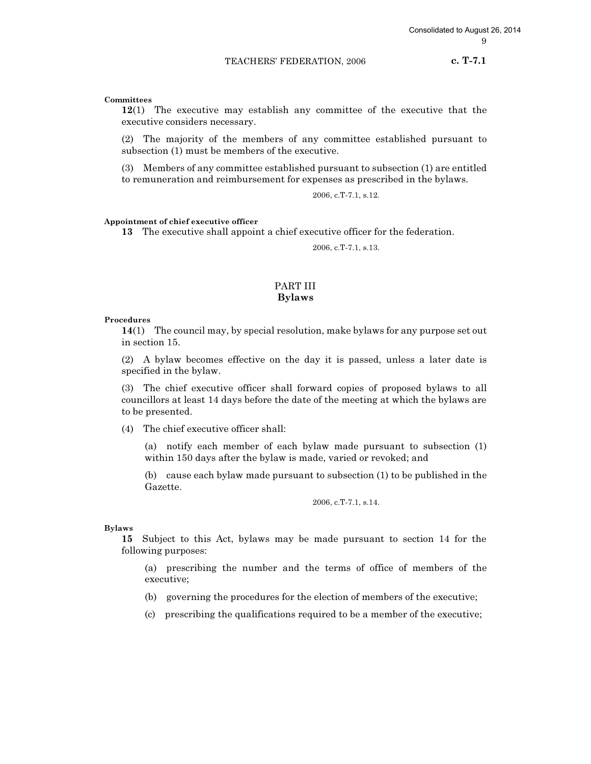**Committees**

**12**(1) The executive may establish any committee of the executive that the executive considers necessary.

(2) The majority of the members of any committee established pursuant to subsection (1) must be members of the executive.

(3) Members of any committee established pursuant to subsection (1) are entitled to remuneration and reimbursement for expenses as prescribed in the bylaws.

2006, c.T-7.1, s.12.

**Appointment of chief executive officer**

**13** The executive shall appoint a chief executive officer for the federation.

2006, c.T-7.1, s.13.

## PART III
## Bylaws

**Procedures**

**14**(1) The council may, by special resolution, make bylaws for any purpose set out in section 15.

(2) A bylaw becomes effective on the day it is passed, unless a later date is specified in the bylaw.

(3) The chief executive officer shall forward copies of proposed bylaws to all councillors at least 14 days before the date of the meeting at which the bylaws are to be presented.

(4) The chief executive officer shall:

(a) notify each member of each bylaw made pursuant to subsection (1) within 150 days after the bylaw is made, varied or revoked; and

(b) cause each bylaw made pursuant to subsection (1) to be published in the Gazette.

2006, c.T-7.1, s.14.

**Bylaws**

**15** Subject to this Act, bylaws may be made pursuant to section 14 for the following purposes:

(a) prescribing the number and the terms of office of members of the executive;

(b) governing the procedures for the election of members of the executive;

(c) prescribing the qualifications required to be a member of the executive;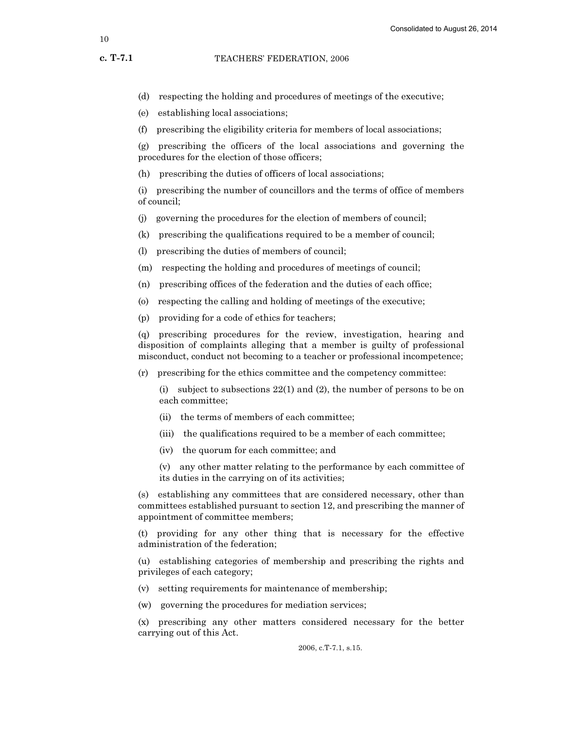(d) respecting the holding and procedures of meetings of the executive;

(e) establishing local associations;

(f) prescribing the eligibility criteria for members of local associations;

(g) prescribing the officers of the local associations and governing the procedures for the election of those officers;

(h) prescribing the duties of officers of local associations;

(i) prescribing the number of councillors and the terms of office of members of council;

(j) governing the procedures for the election of members of council;

(k) prescribing the qualifications required to be a member of council;

(l) prescribing the duties of members of council;

(m) respecting the holding and procedures of meetings of council;

(n) prescribing offices of the federation and the duties of each office;

(o) respecting the calling and holding of meetings of the executive;

(p) providing for a code of ethics for teachers;

(q) prescribing procedures for the review, investigation, hearing and disposition of complaints alleging that a member is guilty of professional misconduct, conduct not becoming to a teacher or professional incompetence;

(r) prescribing for the ethics committee and the competency committee:

   (i) subject to subsections 22(1) and (2), the number of persons to be on each committee;

   (ii) the terms of members of each committee;

   (iii) the qualifications required to be a member of each committee;

   (iv) the quorum for each committee; and

   (v) any other matter relating to the performance by each committee of its duties in the carrying on of its activities;

(s) establishing any committees that are considered necessary, other than committees established pursuant to section 12, and prescribing the manner of appointment of committee members;

(t) providing for any other thing that is necessary for the effective administration of the federation;

(u) establishing categories of membership and prescribing the rights and privileges of each category;

(v) setting requirements for maintenance of membership;

(w) governing the procedures for mediation services;

(x) prescribing any other matters considered necessary for the better carrying out of this Act.

2006, c.T-7.1, s.15.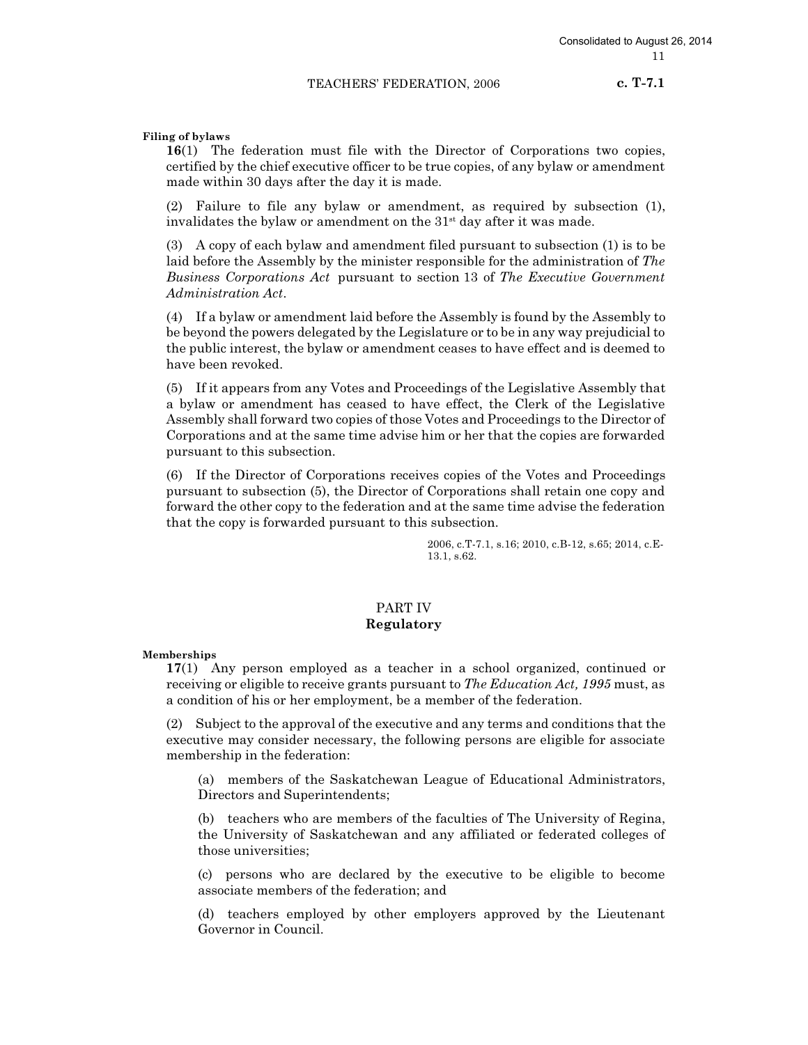**Filing of bylaws**

**16**(1) The federation must file with the Director of Corporations two copies, certified by the chief executive officer to be true copies, of any bylaw or amendment made within 30 days after the day it is made.

(2) Failure to file any bylaw or amendment, as required by subsection (1), invalidates the bylaw or amendment on the 31st day after it was made.

(3) A copy of each bylaw and amendment filed pursuant to subsection (1) is to be laid before the Assembly by the minister responsible for the administration of *The Business Corporations Act* pursuant to section 13 of *The Executive Government Administration Act*.

(4) If a bylaw or amendment laid before the Assembly is found by the Assembly to be beyond the powers delegated by the Legislature or to be in any way prejudicial to the public interest, the bylaw or amendment ceases to have effect and is deemed to have been revoked.

(5) If it appears from any Votes and Proceedings of the Legislative Assembly that a bylaw or amendment has ceased to have effect, the Clerk of the Legislative Assembly shall forward two copies of those Votes and Proceedings to the Director of Corporations and at the same time advise him or her that the copies are forwarded pursuant to this subsection.

(6) If the Director of Corporations receives copies of the Votes and Proceedings pursuant to subsection (5), the Director of Corporations shall retain one copy and forward the other copy to the federation and at the same time advise the federation that the copy is forwarded pursuant to this subsection.

2006, c.T-7.1, s.16; 2010, c.B-12, s.65; 2014, c.E-13.1, s.62.

## PART IV
## Regulatory

**Memberships**

**17**(1) Any person employed as a teacher in a school organized, continued or receiving or eligible to receive grants pursuant to *The Education Act, 1995* must, as a condition of his or her employment, be a member of the federation.

(2) Subject to the approval of the executive and any terms and conditions that the executive may consider necessary, the following persons are eligible for associate membership in the federation:

(a) members of the Saskatchewan League of Educational Administrators, Directors and Superintendents;

(b) teachers who are members of the faculties of The University of Regina, the University of Saskatchewan and any affiliated or federated colleges of those universities;

(c) persons who are declared by the executive to be eligible to become associate members of the federation; and

(d) teachers employed by other employers approved by the Lieutenant Governor in Council.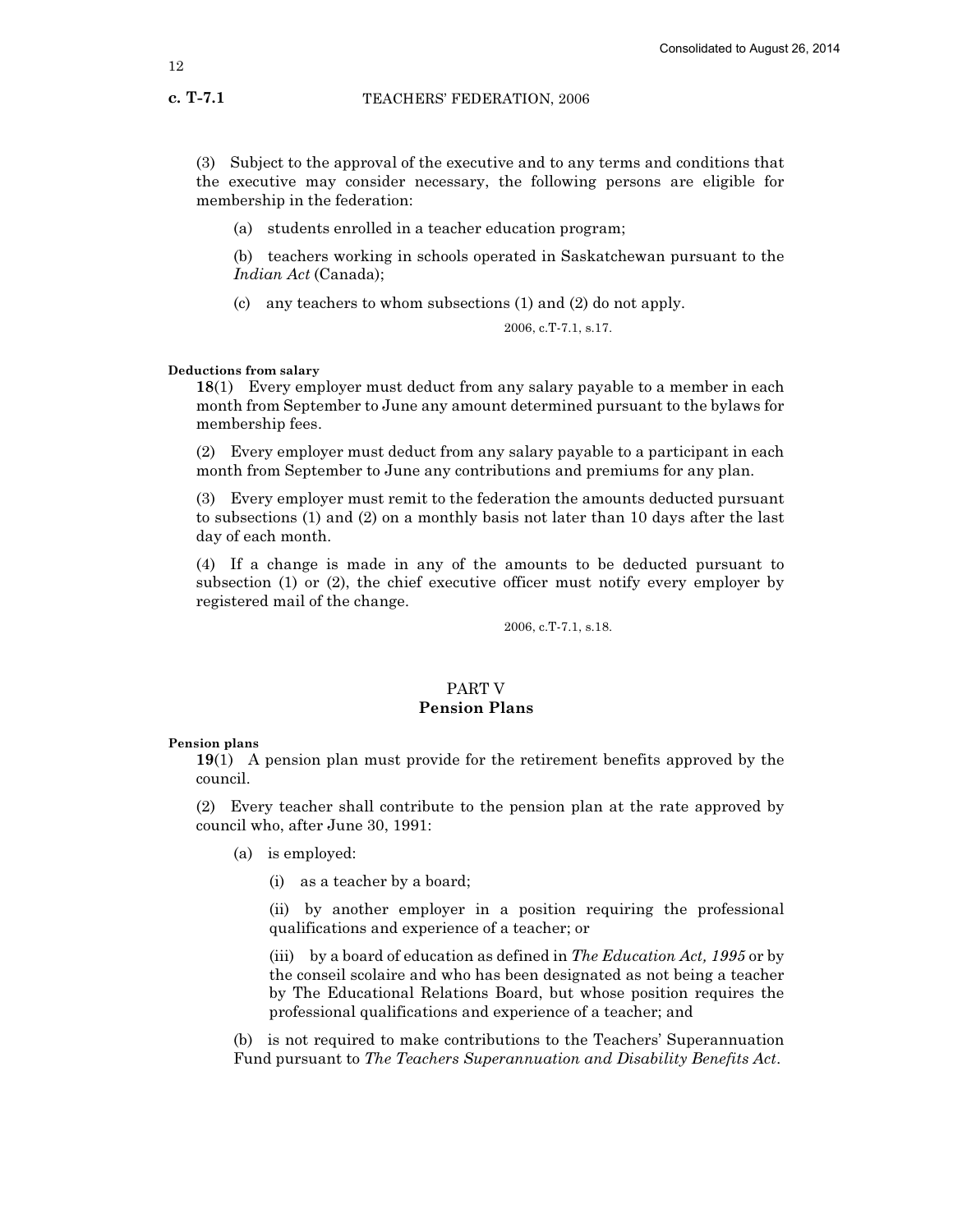(3) Subject to the approval of the executive and to any terms and conditions that the executive may consider necessary, the following persons are eligible for membership in the federation:

(a) students enrolled in a teacher education program;

(b) teachers working in schools operated in Saskatchewan pursuant to the *Indian Act* (Canada);

(c) any teachers to whom subsections (1) and (2) do not apply.

2006, c.T-7.1, s.17.

**Deductions from salary**

**18**(1) Every employer must deduct from any salary payable to a member in each month from September to June any amount determined pursuant to the bylaws for membership fees.

(2) Every employer must deduct from any salary payable to a participant in each month from September to June any contributions and premiums for any plan.

(3) Every employer must remit to the federation the amounts deducted pursuant to subsections (1) and (2) on a monthly basis not later than 10 days after the last day of each month.

(4) If a change is made in any of the amounts to be deducted pursuant to subsection (1) or (2), the chief executive officer must notify every employer by registered mail of the change.

2006, c.T-7.1, s.18.

## PART V
## Pension Plans

**Pension plans**

**19**(1) A pension plan must provide for the retirement benefits approved by the council.

(2) Every teacher shall contribute to the pension plan at the rate approved by council who, after June 30, 1991:

(a) is employed:

(i) as a teacher by a board;

(ii) by another employer in a position requiring the professional qualifications and experience of a teacher; or

(iii) by a board of education as defined in *The Education Act, 1995* or by the conseil scolaire and who has been designated as not being a teacher by The Educational Relations Board, but whose position requires the professional qualifications and experience of a teacher; and

(b) is not required to make contributions to the Teachers' Superannuation Fund pursuant to *The Teachers Superannuation and Disability Benefits Act*.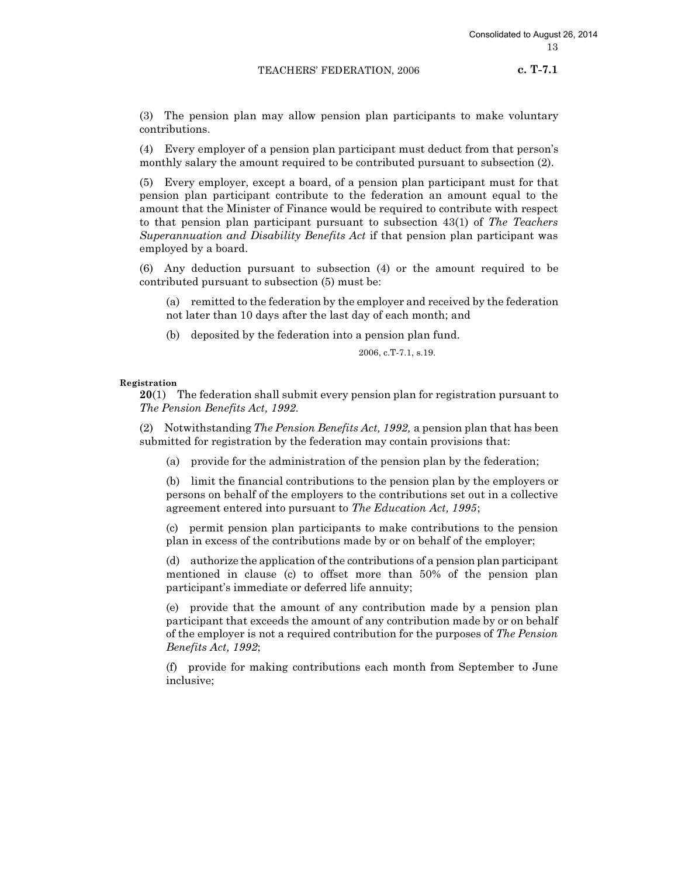(3) The pension plan may allow pension plan participants to make voluntary contributions.

(4) Every employer of a pension plan participant must deduct from that person's monthly salary the amount required to be contributed pursuant to subsection (2).

(5) Every employer, except a board, of a pension plan participant must for that pension plan participant contribute to the federation an amount equal to the amount that the Minister of Finance would be required to contribute with respect to that pension plan participant pursuant to subsection 43(1) of *The Teachers Superannuation and Disability Benefits Act* if that pension plan participant was employed by a board.

(6) Any deduction pursuant to subsection (4) or the amount required to be contributed pursuant to subsection (5) must be:

(a) remitted to the federation by the employer and received by the federation not later than 10 days after the last day of each month; and

(b) deposited by the federation into a pension plan fund.

2006, c.T-7.1, s.19.

**Registration**

**20**(1) The federation shall submit every pension plan for registration pursuant to *The Pension Benefits Act, 1992*.

(2) Notwithstanding *The Pension Benefits Act, 1992,* a pension plan that has been submitted for registration by the federation may contain provisions that:

(a) provide for the administration of the pension plan by the federation;

(b) limit the financial contributions to the pension plan by the employers or persons on behalf of the employers to the contributions set out in a collective agreement entered into pursuant to *The Education Act, 1995*;

(c) permit pension plan participants to make contributions to the pension plan in excess of the contributions made by or on behalf of the employer;

(d) authorize the application of the contributions of a pension plan participant mentioned in clause (c) to offset more than 50% of the pension plan participant's immediate or deferred life annuity;

(e) provide that the amount of any contribution made by a pension plan participant that exceeds the amount of any contribution made by or on behalf of the employer is not a required contribution for the purposes of *The Pension Benefits Act, 1992*;

(f) provide for making contributions each month from September to June inclusive;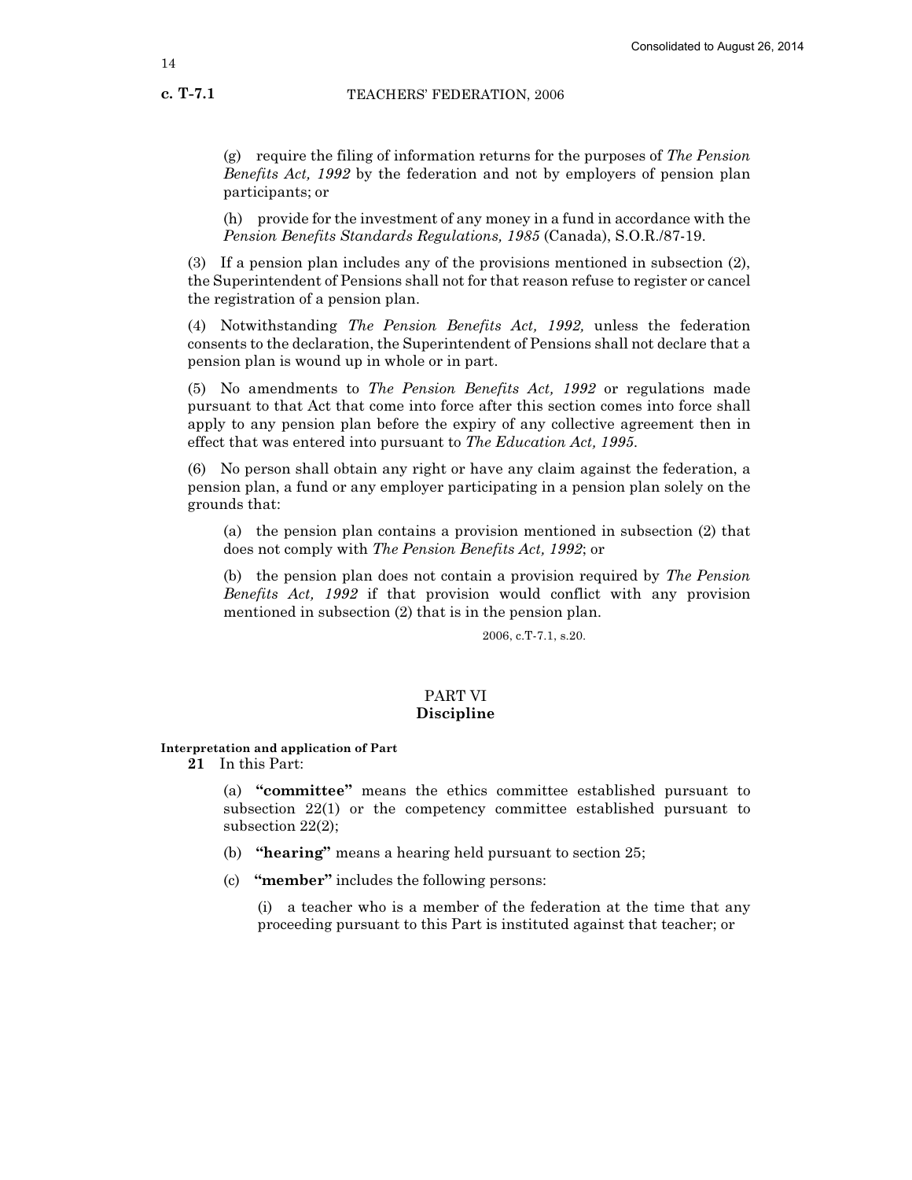(g) require the filing of information returns for the purposes of *The Pension Benefits Act, 1992* by the federation and not by employers of pension plan participants; or

(h) provide for the investment of any money in a fund in accordance with the *Pension Benefits Standards Regulations, 1985* (Canada), S.O.R./87-19.

(3) If a pension plan includes any of the provisions mentioned in subsection (2), the Superintendent of Pensions shall not for that reason refuse to register or cancel the registration of a pension plan.

(4) Notwithstanding *The Pension Benefits Act, 1992,* unless the federation consents to the declaration, the Superintendent of Pensions shall not declare that a pension plan is wound up in whole or in part.

(5) No amendments to *The Pension Benefits Act, 1992* or regulations made pursuant to that Act that come into force after this section comes into force shall apply to any pension plan before the expiry of any collective agreement then in effect that was entered into pursuant to *The Education Act, 1995*.

(6) No person shall obtain any right or have any claim against the federation, a pension plan, a fund or any employer participating in a pension plan solely on the grounds that:

(a) the pension plan contains a provision mentioned in subsection (2) that does not comply with *The Pension Benefits Act, 1992*; or

(b) the pension plan does not contain a provision required by *The Pension Benefits Act, 1992* if that provision would conflict with any provision mentioned in subsection (2) that is in the pension plan.

2006, c.T-7.1, s.20.

## PART VI
## Discipline

**Interpretation and application of Part**

**21** In this Part:

(a) **"committee"** means the ethics committee established pursuant to subsection 22(1) or the competency committee established pursuant to subsection 22(2);

(b) **"hearing"** means a hearing held pursuant to section 25;

(c) **"member"** includes the following persons:

(i) a teacher who is a member of the federation at the time that any proceeding pursuant to this Part is instituted against that teacher; or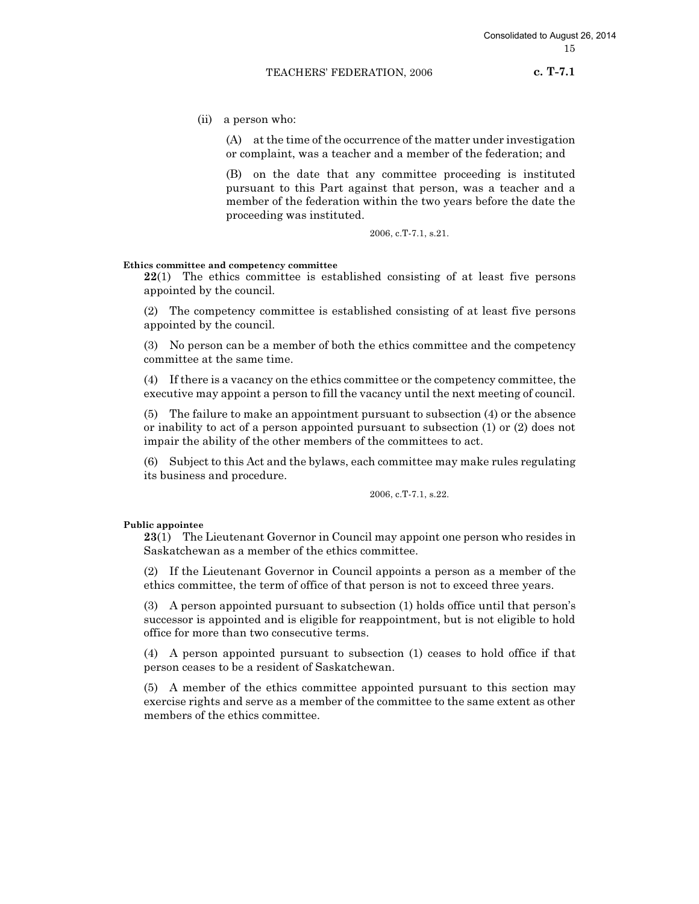(ii) a person who:

(A) at the time of the occurrence of the matter under investigation or complaint, was a teacher and a member of the federation; and

(B) on the date that any committee proceeding is instituted pursuant to this Part against that person, was a teacher and a member of the federation within the two years before the date the proceeding was instituted.

2006, c.T-7.1, s.21.

**Ethics committee and competency committee**

**22**(1) The ethics committee is established consisting of at least five persons appointed by the council.

(2) The competency committee is established consisting of at least five persons appointed by the council.

(3) No person can be a member of both the ethics committee and the competency committee at the same time.

(4) If there is a vacancy on the ethics committee or the competency committee, the executive may appoint a person to fill the vacancy until the next meeting of council.

(5) The failure to make an appointment pursuant to subsection (4) or the absence or inability to act of a person appointed pursuant to subsection (1) or (2) does not impair the ability of the other members of the committees to act.

(6) Subject to this Act and the bylaws, each committee may make rules regulating its business and procedure.

2006, c.T-7.1, s.22.

**Public appointee**

**23**(1) The Lieutenant Governor in Council may appoint one person who resides in Saskatchewan as a member of the ethics committee.

(2) If the Lieutenant Governor in Council appoints a person as a member of the ethics committee, the term of office of that person is not to exceed three years.

(3) A person appointed pursuant to subsection (1) holds office until that person's successor is appointed and is eligible for reappointment, but is not eligible to hold office for more than two consecutive terms.

(4) A person appointed pursuant to subsection (1) ceases to hold office if that person ceases to be a resident of Saskatchewan.

(5) A member of the ethics committee appointed pursuant to this section may exercise rights and serve as a member of the committee to the same extent as other members of the ethics committee.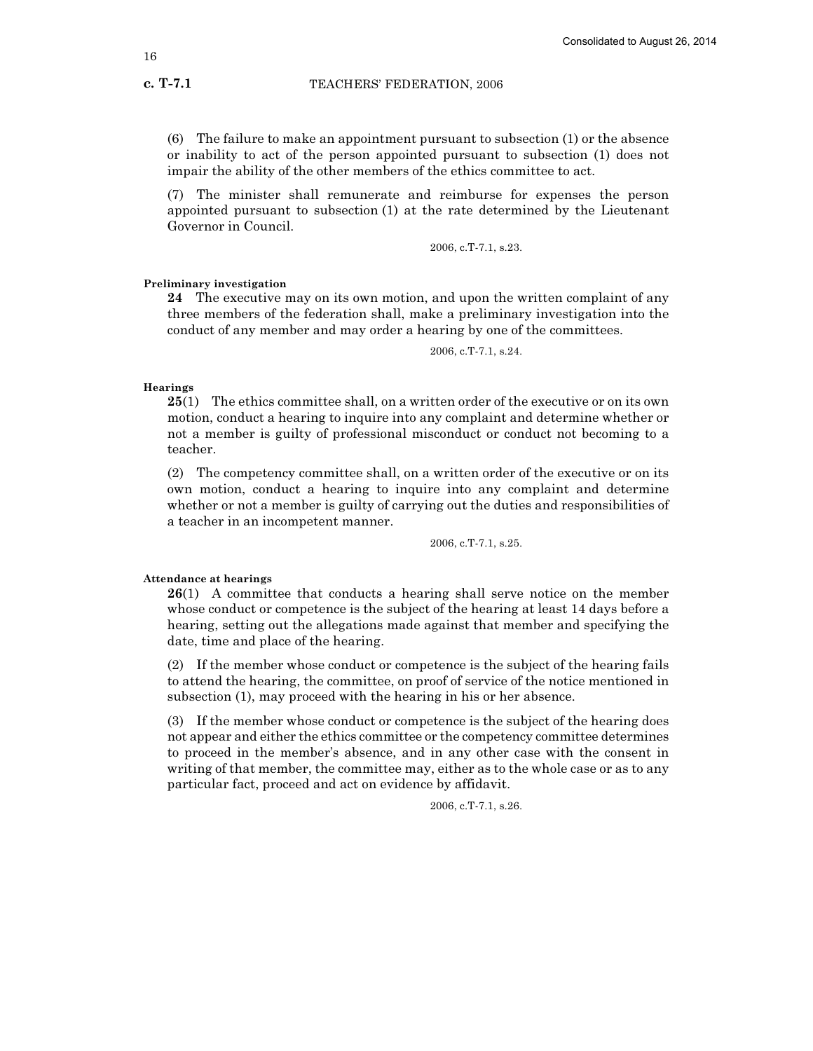(6) The failure to make an appointment pursuant to subsection (1) or the absence or inability to act of the person appointed pursuant to subsection (1) does not impair the ability of the other members of the ethics committee to act.

(7) The minister shall remunerate and reimburse for expenses the person appointed pursuant to subsection (1) at the rate determined by the Lieutenant Governor in Council.

2006, c.T-7.1, s.23.

**Preliminary investigation**

**24** The executive may on its own motion, and upon the written complaint of any three members of the federation shall, make a preliminary investigation into the conduct of any member and may order a hearing by one of the committees.

2006, c.T-7.1, s.24.

**Hearings**

**25**(1) The ethics committee shall, on a written order of the executive or on its own motion, conduct a hearing to inquire into any complaint and determine whether or not a member is guilty of professional misconduct or conduct not becoming to a teacher.

(2) The competency committee shall, on a written order of the executive or on its own motion, conduct a hearing to inquire into any complaint and determine whether or not a member is guilty of carrying out the duties and responsibilities of a teacher in an incompetent manner.

2006, c.T-7.1, s.25.

**Attendance at hearings**

**26**(1) A committee that conducts a hearing shall serve notice on the member whose conduct or competence is the subject of the hearing at least 14 days before a hearing, setting out the allegations made against that member and specifying the date, time and place of the hearing.

(2) If the member whose conduct or competence is the subject of the hearing fails to attend the hearing, the committee, on proof of service of the notice mentioned in subsection (1), may proceed with the hearing in his or her absence.

(3) If the member whose conduct or competence is the subject of the hearing does not appear and either the ethics committee or the competency committee determines to proceed in the member's absence, and in any other case with the consent in writing of that member, the committee may, either as to the whole case or as to any particular fact, proceed and act on evidence by affidavit.

2006, c.T-7.1, s.26.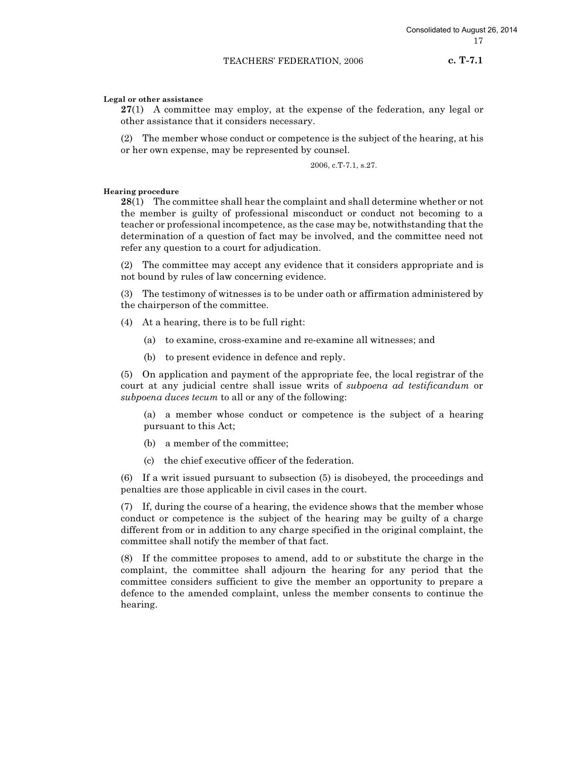**Legal or other assistance**

**27**(1) A committee may employ, at the expense of the federation, any legal or other assistance that it considers necessary.

(2) The member whose conduct or competence is the subject of the hearing, at his or her own expense, may be represented by counsel.

2006, c.T-7.1, s.27.

**Hearing procedure**

**28**(1) The committee shall hear the complaint and shall determine whether or not the member is guilty of professional misconduct or conduct not becoming to a teacher or professional incompetence, as the case may be, notwithstanding that the determination of a question of fact may be involved, and the committee need not refer any question to a court for adjudication.

(2) The committee may accept any evidence that it considers appropriate and is not bound by rules of law concerning evidence.

(3) The testimony of witnesses is to be under oath or affirmation administered by the chairperson of the committee.

(4) At a hearing, there is to be full right:

(a) to examine, cross-examine and re-examine all witnesses; and

(b) to present evidence in defence and reply.

(5) On application and payment of the appropriate fee, the local registrar of the court at any judicial centre shall issue writs of *subpoena ad testificandum* or *subpoena duces tecum* to all or any of the following:

(a) a member whose conduct or competence is the subject of a hearing pursuant to this Act;

(b) a member of the committee;

(c) the chief executive officer of the federation.

(6) If a writ issued pursuant to subsection (5) is disobeyed, the proceedings and penalties are those applicable in civil cases in the court.

(7) If, during the course of a hearing, the evidence shows that the member whose conduct or competence is the subject of the hearing may be guilty of a charge different from or in addition to any charge specified in the original complaint, the committee shall notify the member of that fact.

(8) If the committee proposes to amend, add to or substitute the charge in the complaint, the committee shall adjourn the hearing for any period that the committee considers sufficient to give the member an opportunity to prepare a defence to the amended complaint, unless the member consents to continue the hearing.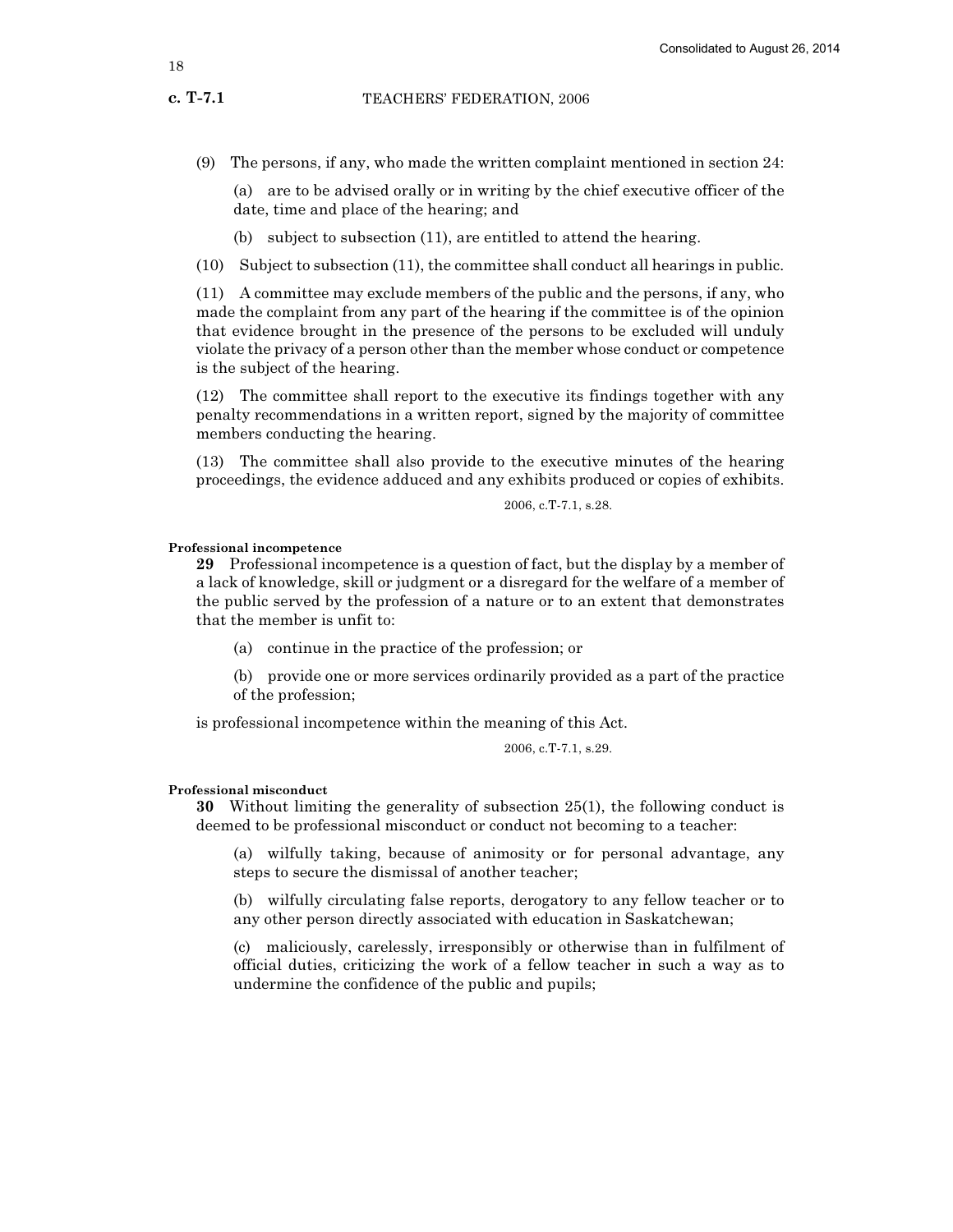(9) The persons, if any, who made the written complaint mentioned in section 24:

(a) are to be advised orally or in writing by the chief executive officer of the date, time and place of the hearing; and

(b) subject to subsection (11), are entitled to attend the hearing.

(10) Subject to subsection (11), the committee shall conduct all hearings in public.

(11) A committee may exclude members of the public and the persons, if any, who made the complaint from any part of the hearing if the committee is of the opinion that evidence brought in the presence of the persons to be excluded will unduly violate the privacy of a person other than the member whose conduct or competence is the subject of the hearing.

(12) The committee shall report to the executive its findings together with any penalty recommendations in a written report, signed by the majority of committee members conducting the hearing.

(13) The committee shall also provide to the executive minutes of the hearing proceedings, the evidence adduced and any exhibits produced or copies of exhibits.

2006, c.T-7.1, s.28.

**Professional incompetence**

**29** Professional incompetence is a question of fact, but the display by a member of a lack of knowledge, skill or judgment or a disregard for the welfare of a member of the public served by the profession of a nature or to an extent that demonstrates that the member is unfit to:

(a) continue in the practice of the profession; or

(b) provide one or more services ordinarily provided as a part of the practice of the profession;

is professional incompetence within the meaning of this Act.

2006, c.T-7.1, s.29.

**Professional misconduct**

**30** Without limiting the generality of subsection 25(1), the following conduct is deemed to be professional misconduct or conduct not becoming to a teacher:

(a) wilfully taking, because of animosity or for personal advantage, any steps to secure the dismissal of another teacher;

(b) wilfully circulating false reports, derogatory to any fellow teacher or to any other person directly associated with education in Saskatchewan;

(c) maliciously, carelessly, irresponsibly or otherwise than in fulfilment of official duties, criticizing the work of a fellow teacher in such a way as to undermine the confidence of the public and pupils;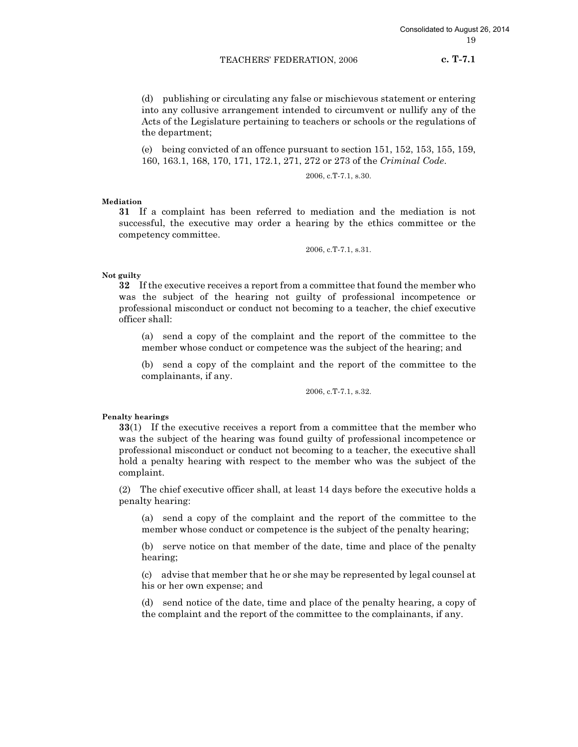(d) publishing or circulating any false or mischievous statement or entering into any collusive arrangement intended to circumvent or nullify any of the Acts of the Legislature pertaining to teachers or schools or the regulations of the department;

(e) being convicted of an offence pursuant to section 151, 152, 153, 155, 159, 160, 163.1, 168, 170, 171, 172.1, 271, 272 or 273 of the *Criminal Code*.

2006, c.T-7.1, s.30.

**Mediation**

**31** If a complaint has been referred to mediation and the mediation is not successful, the executive may order a hearing by the ethics committee or the competency committee.

2006, c.T-7.1, s.31.

**Not guilty**

**32** If the executive receives a report from a committee that found the member who was the subject of the hearing not guilty of professional incompetence or professional misconduct or conduct not becoming to a teacher, the chief executive officer shall:

(a) send a copy of the complaint and the report of the committee to the member whose conduct or competence was the subject of the hearing; and

(b) send a copy of the complaint and the report of the committee to the complainants, if any.

2006, c.T-7.1, s.32.

**Penalty hearings**

**33**(1) If the executive receives a report from a committee that the member who was the subject of the hearing was found guilty of professional incompetence or professional misconduct or conduct not becoming to a teacher, the executive shall hold a penalty hearing with respect to the member who was the subject of the complaint.

(2) The chief executive officer shall, at least 14 days before the executive holds a penalty hearing:

(a) send a copy of the complaint and the report of the committee to the member whose conduct or competence is the subject of the penalty hearing;

(b) serve notice on that member of the date, time and place of the penalty hearing;

(c) advise that member that he or she may be represented by legal counsel at his or her own expense; and

(d) send notice of the date, time and place of the penalty hearing, a copy of the complaint and the report of the committee to the complainants, if any.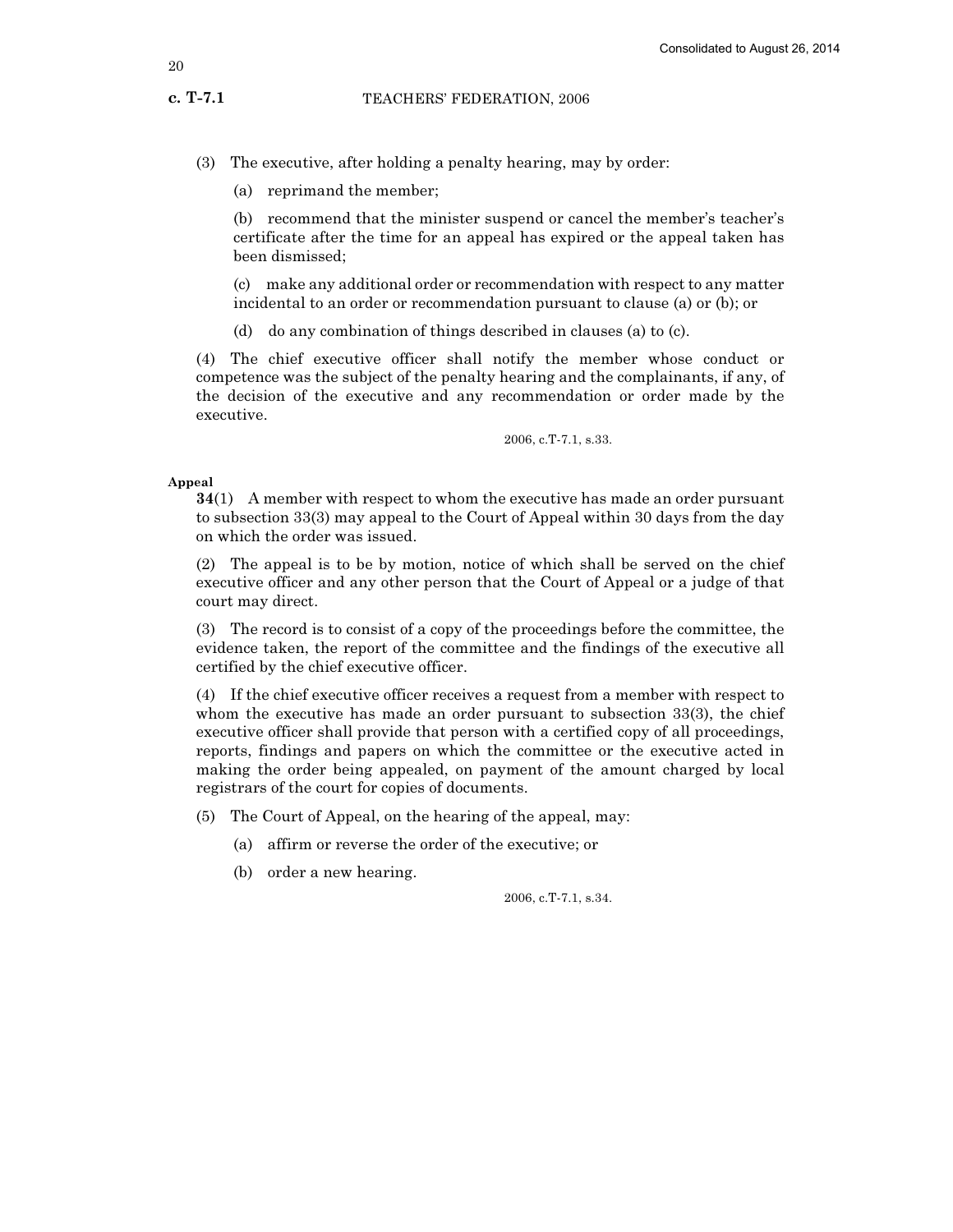(3) The executive, after holding a penalty hearing, may by order:

(a) reprimand the member;

(b) recommend that the minister suspend or cancel the member's teacher's certificate after the time for an appeal has expired or the appeal taken has been dismissed;

(c) make any additional order or recommendation with respect to any matter incidental to an order or recommendation pursuant to clause (a) or (b); or

(d) do any combination of things described in clauses (a) to (c).

(4) The chief executive officer shall notify the member whose conduct or competence was the subject of the penalty hearing and the complainants, if any, of the decision of the executive and any recommendation or order made by the executive.

2006, c.T-7.1, s.33.

**Appeal**

**34**(1) A member with respect to whom the executive has made an order pursuant to subsection 33(3) may appeal to the Court of Appeal within 30 days from the day on which the order was issued.

(2) The appeal is to be by motion, notice of which shall be served on the chief executive officer and any other person that the Court of Appeal or a judge of that court may direct.

(3) The record is to consist of a copy of the proceedings before the committee, the evidence taken, the report of the committee and the findings of the executive all certified by the chief executive officer.

(4) If the chief executive officer receives a request from a member with respect to whom the executive has made an order pursuant to subsection 33(3), the chief executive officer shall provide that person with a certified copy of all proceedings, reports, findings and papers on which the committee or the executive acted in making the order being appealed, on payment of the amount charged by local registrars of the court for copies of documents.

(5) The Court of Appeal, on the hearing of the appeal, may:

(a) affirm or reverse the order of the executive; or

(b) order a new hearing.

2006, c.T-7.1, s.34.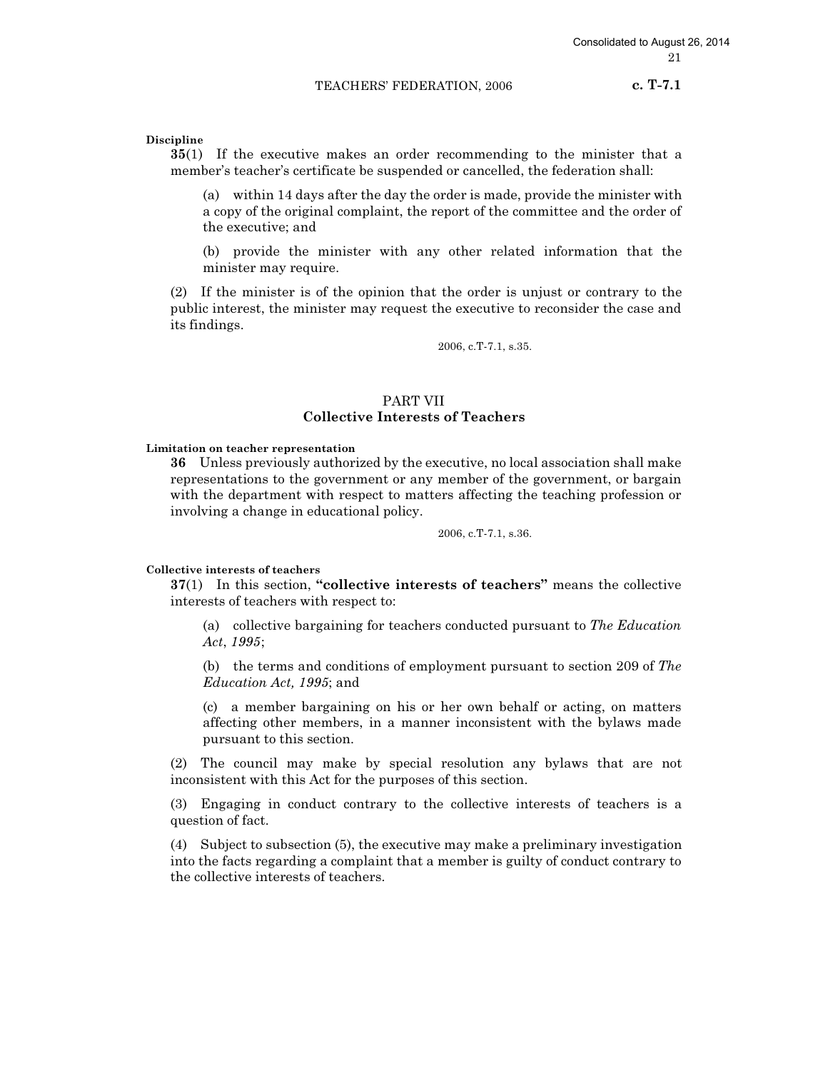**Discipline**

**35**(1) If the executive makes an order recommending to the minister that a member's teacher's certificate be suspended or cancelled, the federation shall:

(a) within 14 days after the day the order is made, provide the minister with a copy of the original complaint, the report of the committee and the order of the executive; and

(b) provide the minister with any other related information that the minister may require.

(2) If the minister is of the opinion that the order is unjust or contrary to the public interest, the minister may request the executive to reconsider the case and its findings.

2006, c.T-7.1, s.35.

## PART VII
## Collective Interests of Teachers

**Limitation on teacher representation**

**36** Unless previously authorized by the executive, no local association shall make representations to the government or any member of the government, or bargain with the department with respect to matters affecting the teaching profession or involving a change in educational policy.

2006, c.T-7.1, s.36.

**Collective interests of teachers**

**37**(1) In this section, **"collective interests of teachers"** means the collective interests of teachers with respect to:

(a) collective bargaining for teachers conducted pursuant to *The Education Act, 1995*;

(b) the terms and conditions of employment pursuant to section 209 of *The Education Act, 1995*; and

(c) a member bargaining on his or her own behalf or acting, on matters affecting other members, in a manner inconsistent with the bylaws made pursuant to this section.

(2) The council may make by special resolution any bylaws that are not inconsistent with this Act for the purposes of this section.

(3) Engaging in conduct contrary to the collective interests of teachers is a question of fact.

(4) Subject to subsection (5), the executive may make a preliminary investigation into the facts regarding a complaint that a member is guilty of conduct contrary to the collective interests of teachers.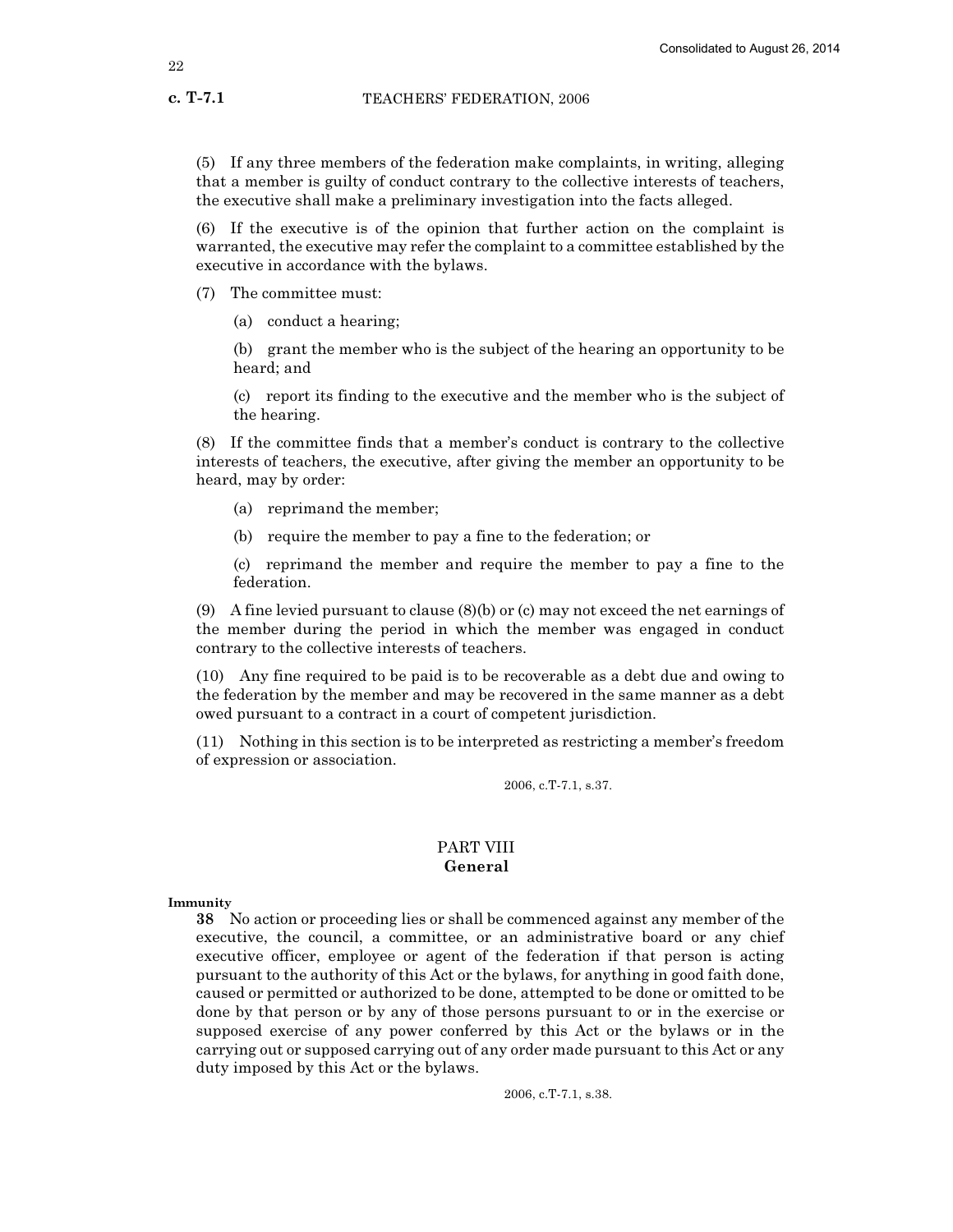(5) If any three members of the federation make complaints, in writing, alleging that a member is guilty of conduct contrary to the collective interests of teachers, the executive shall make a preliminary investigation into the facts alleged.

(6) If the executive is of the opinion that further action on the complaint is warranted, the executive may refer the complaint to a committee established by the executive in accordance with the bylaws.

(7) The committee must:

(a) conduct a hearing;

(b) grant the member who is the subject of the hearing an opportunity to be heard; and

(c) report its finding to the executive and the member who is the subject of the hearing.

(8) If the committee finds that a member's conduct is contrary to the collective interests of teachers, the executive, after giving the member an opportunity to be heard, may by order:

(a) reprimand the member;

(b) require the member to pay a fine to the federation; or

(c) reprimand the member and require the member to pay a fine to the federation.

(9) A fine levied pursuant to clause (8)(b) or (c) may not exceed the net earnings of the member during the period in which the member was engaged in conduct contrary to the collective interests of teachers.

(10) Any fine required to be paid is to be recoverable as a debt due and owing to the federation by the member and may be recovered in the same manner as a debt owed pursuant to a contract in a court of competent jurisdiction.

(11) Nothing in this section is to be interpreted as restricting a member's freedom of expression or association.

2006, c.T-7.1, s.37.

## PART VIII
## General

**Immunity**

**38** No action or proceeding lies or shall be commenced against any member of the executive, the council, a committee, or an administrative board or any chief executive officer, employee or agent of the federation if that person is acting pursuant to the authority of this Act or the bylaws, for anything in good faith done, caused or permitted or authorized to be done, attempted to be done or omitted to be done by that person or by any of those persons pursuant to or in the exercise or supposed exercise of any power conferred by this Act or the bylaws or in the carrying out or supposed carrying out of any order made pursuant to this Act or any duty imposed by this Act or the bylaws.

2006, c.T-7.1, s.38.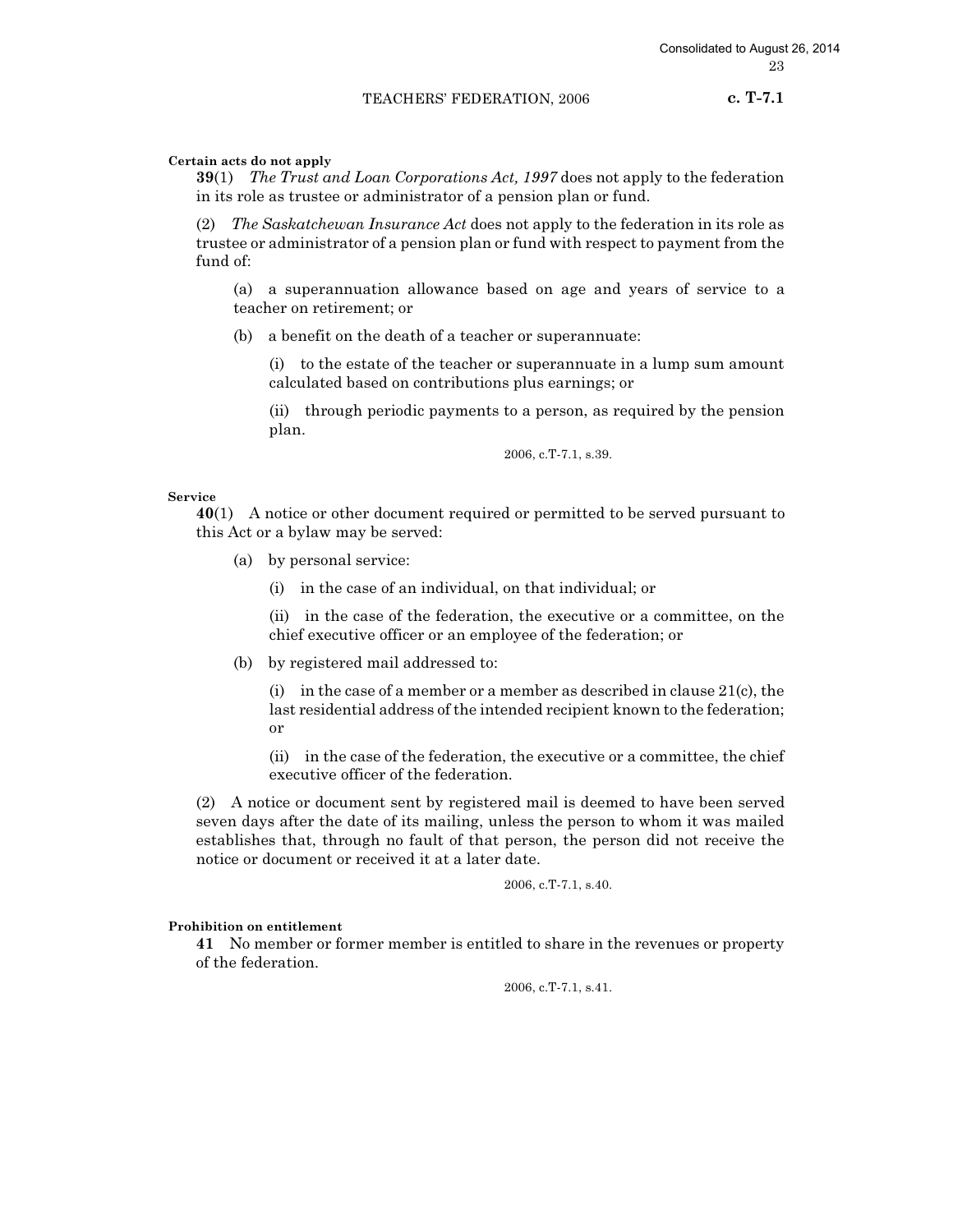**Certain acts do not apply**

**39**(1) *The Trust and Loan Corporations Act, 1997* does not apply to the federation in its role as trustee or administrator of a pension plan or fund.

(2) *The Saskatchewan Insurance Act* does not apply to the federation in its role as trustee or administrator of a pension plan or fund with respect to payment from the fund of:

(a) a superannuation allowance based on age and years of service to a teacher on retirement; or

(b) a benefit on the death of a teacher or superannuate:

(i) to the estate of the teacher or superannuate in a lump sum amount calculated based on contributions plus earnings; or

(ii) through periodic payments to a person, as required by the pension plan.

2006, c.T-7.1, s.39.

**Service**

**40**(1) A notice or other document required or permitted to be served pursuant to this Act or a bylaw may be served:

(a) by personal service:

(i) in the case of an individual, on that individual; or

(ii) in the case of the federation, the executive or a committee, on the chief executive officer or an employee of the federation; or

(b) by registered mail addressed to:

(i) in the case of a member or a member as described in clause 21(c), the last residential address of the intended recipient known to the federation; or

(ii) in the case of the federation, the executive or a committee, the chief executive officer of the federation.

(2) A notice or document sent by registered mail is deemed to have been served seven days after the date of its mailing, unless the person to whom it was mailed establishes that, through no fault of that person, the person did not receive the notice or document or received it at a later date.

2006, c.T-7.1, s.40.

**Prohibition on entitlement**

**41** No member or former member is entitled to share in the revenues or property of the federation.

2006, c.T-7.1, s.41.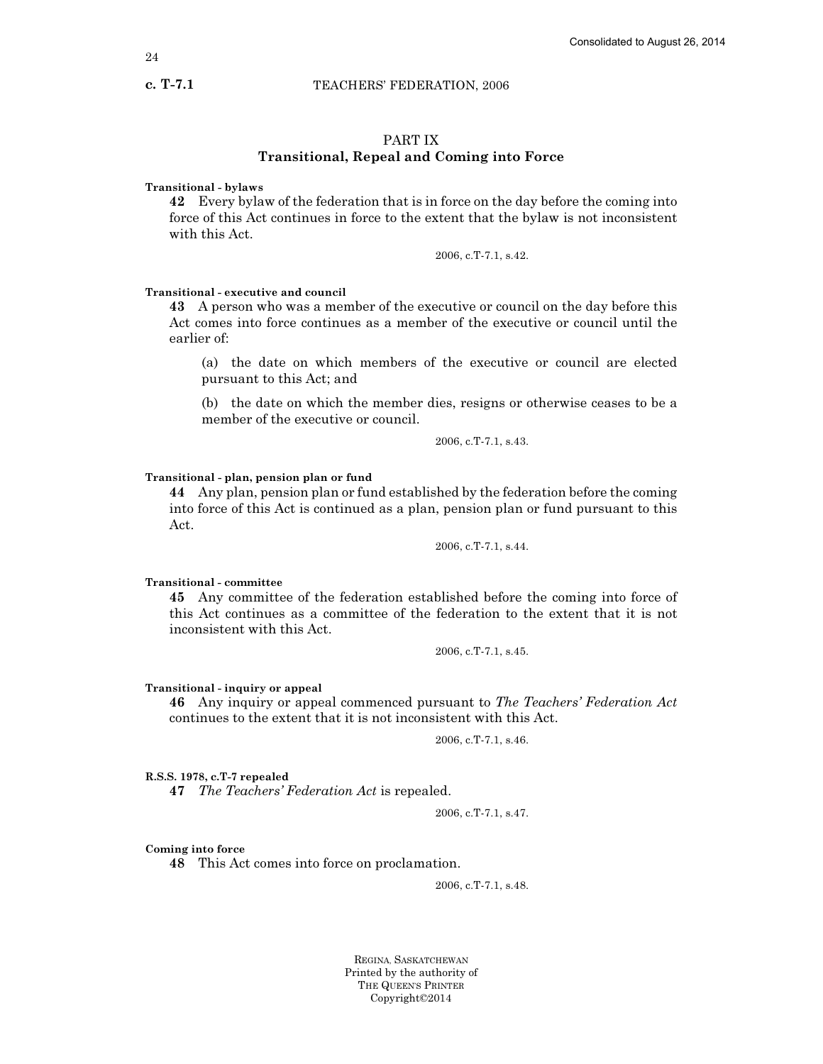## PART IX
## Transitional, Repeal and Coming into Force

**Transitional - bylaws**

**42** Every bylaw of the federation that is in force on the day before the coming into force of this Act continues in force to the extent that the bylaw is not inconsistent with this Act.

2006, c.T-7.1, s.42.

**Transitional - executive and council**

**43** A person who was a member of the executive or council on the day before this Act comes into force continues as a member of the executive or council until the earlier of:

(a) the date on which members of the executive or council are elected pursuant to this Act; and

(b) the date on which the member dies, resigns or otherwise ceases to be a member of the executive or council.

2006, c.T-7.1, s.43.

**Transitional - plan, pension plan or fund**

**44** Any plan, pension plan or fund established by the federation before the coming into force of this Act is continued as a plan, pension plan or fund pursuant to this Act.

2006, c.T-7.1, s.44.

**Transitional - committee**

**45** Any committee of the federation established before the coming into force of this Act continues as a committee of the federation to the extent that it is not inconsistent with this Act.

2006, c.T-7.1, s.45.

**Transitional - inquiry or appeal**

**46** Any inquiry or appeal commenced pursuant to *The Teachers' Federation Act* continues to the extent that it is not inconsistent with this Act.

2006, c.T-7.1, s.46.

**R.S.S. 1978, c.T-7 repealed**

**47** *The Teachers' Federation Act* is repealed.

2006, c.T-7.1, s.47.

**Coming into force**

**48** This Act comes into force on proclamation.

2006, c.T-7.1, s.48.

REGINA, SASKATCHEWAN
Printed by the authority of
THE QUEEN'S PRINTER
Copyright©2014